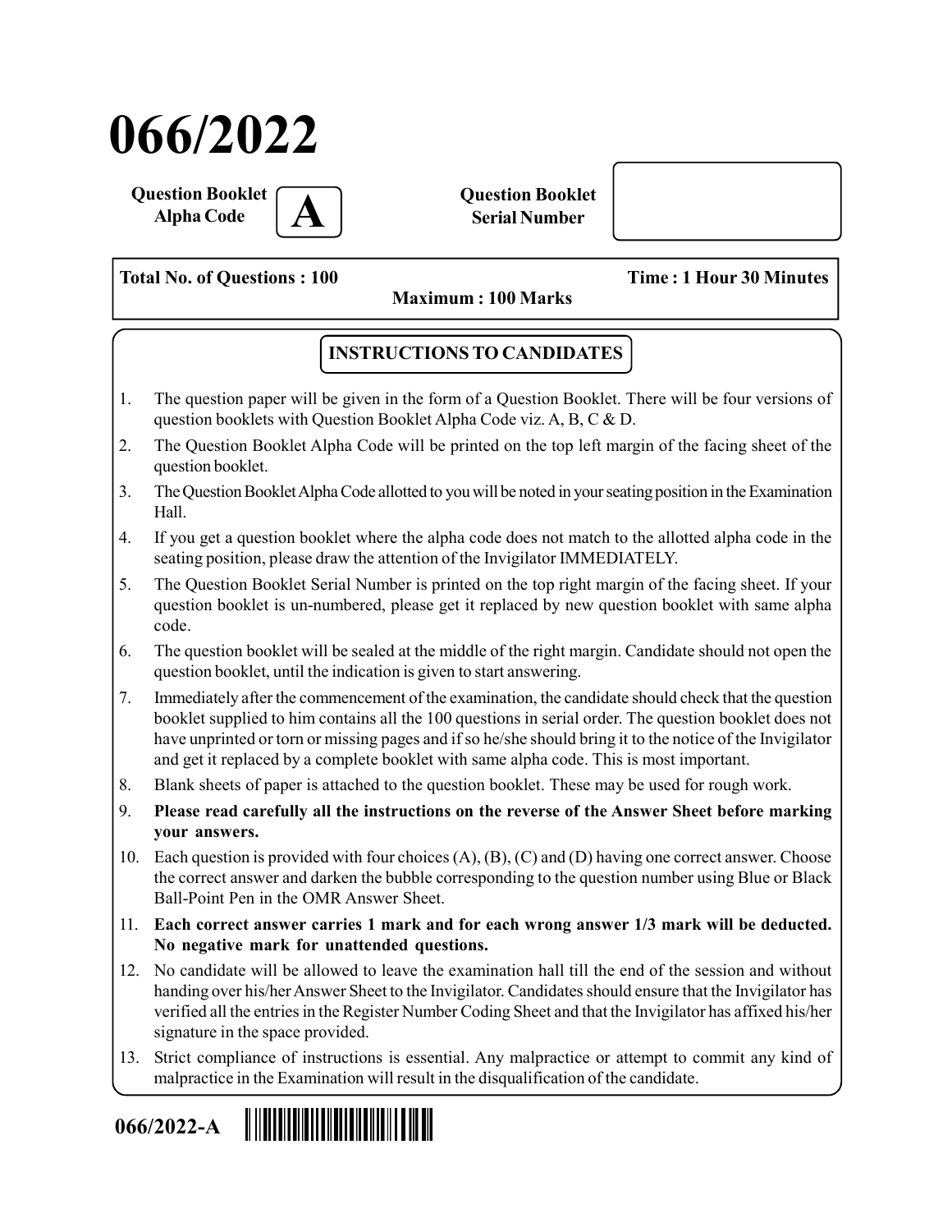# 066/2022

**Question Booklet Alpha Code** **A**

**Question Booklet Serial Number**

**Total No. of Questions : 100** **Time : 1 Hour 30 Minutes**

**Maximum : 100 Marks**

## INSTRUCTIONS TO CANDIDATES

1. The question paper will be given in the form of a Question Booklet. There will be four versions of question booklets with Question Booklet Alpha Code viz. A, B, C & D.
2. The Question Booklet Alpha Code will be printed on the top left margin of the facing sheet of the question booklet.
3. The Question Booklet Alpha Code allotted to you will be noted in your seating position in the Examination Hall.
4. If you get a question booklet where the alpha code does not match to the allotted alpha code in the seating position, please draw the attention of the Invigilator IMMEDIATELY.
5. The Question Booklet Serial Number is printed on the top right margin of the facing sheet. If your question booklet is un-numbered, please get it replaced by new question booklet with same alpha code.
6. The question booklet will be sealed at the middle of the right margin. Candidate should not open the question booklet, until the indication is given to start answering.
7. Immediately after the commencement of the examination, the candidate should check that the question booklet supplied to him contains all the 100 questions in serial order. The question booklet does not have unprinted or torn or missing pages and if so he/she should bring it to the notice of the Invigilator and get it replaced by a complete booklet with same alpha code. This is most important.
8. Blank sheets of paper is attached to the question booklet. These may be used for rough work.
9. **Please read carefully all the instructions on the reverse of the Answer Sheet before marking your answers.**
10. Each question is provided with four choices (A), (B), (C) and (D) having one correct answer. Choose the correct answer and darken the bubble corresponding to the question number using Blue or Black Ball-Point Pen in the OMR Answer Sheet.
11. **Each correct answer carries 1 mark and for each wrong answer 1/3 mark will be deducted. No negative mark for unattended questions.**
12. No candidate will be allowed to leave the examination hall till the end of the session and without handing over his/her Answer Sheet to the Invigilator. Candidates should ensure that the Invigilator has verified all the entries in the Register Number Coding Sheet and that the Invigilator has affixed his/her signature in the space provided.
13. Strict compliance of instructions is essential. Any malpractice or attempt to commit any kind of malpractice in the Examination will result in the disqualification of the candidate.

**066/2022-A**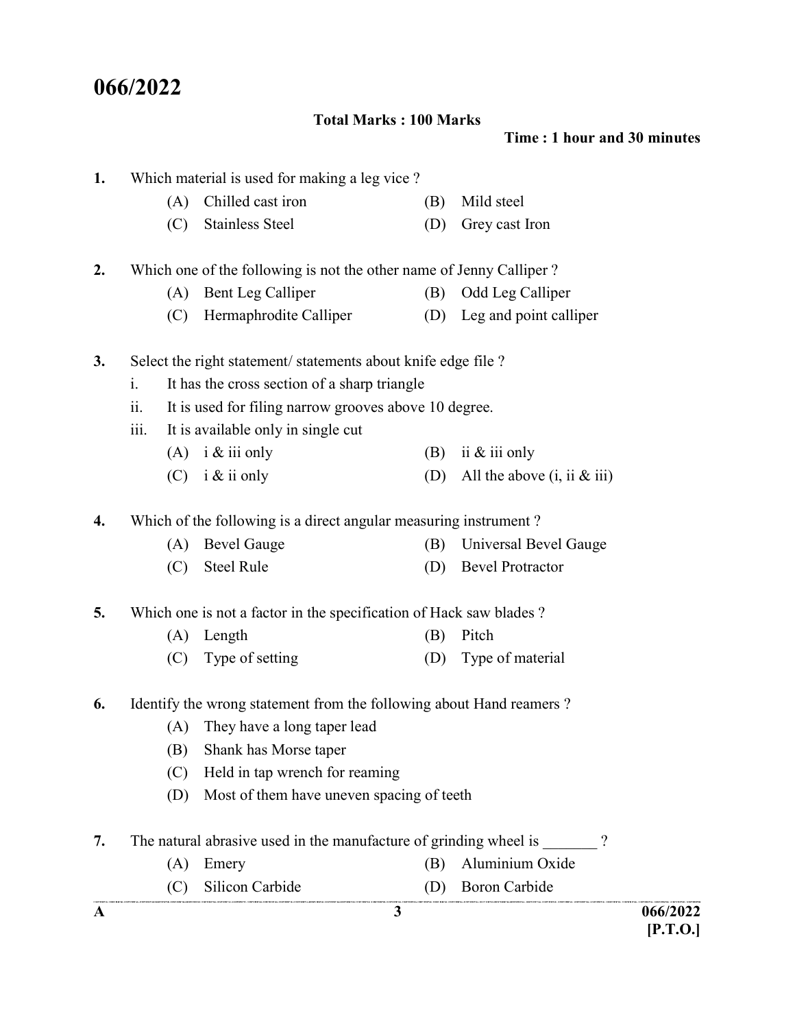# 066/2022

**Total Marks : 100 Marks**

**Time : 1 hour and 30 minutes**

1. Which material is used for making a leg vice ?
   - (A) Chilled cast iron
   - (B) Mild steel
   - (C) Stainless Steel
   - (D) Grey cast Iron

2. Which one of the following is not the other name of Jenny Calliper ?
   - (A) Bent Leg Calliper
   - (B) Odd Leg Calliper
   - (C) Hermaphrodite Calliper
   - (D) Leg and point calliper

3. Select the right statement/ statements about knife edge file ?
   - i. It has the cross section of a sharp triangle
   - ii. It is used for filing narrow grooves above 10 degree.
   - iii. It is available only in single cut
   - (A) i & iii only
   - (B) ii & iii only
   - (C) i & ii only
   - (D) All the above (i, ii & iii)

4. Which of the following is a direct angular measuring instrument ?
   - (A) Bevel Gauge
   - (B) Universal Bevel Gauge
   - (C) Steel Rule
   - (D) Bevel Protractor

5. Which one is not a factor in the specification of Hack saw blades ?
   - (A) Length
   - (B) Pitch
   - (C) Type of setting
   - (D) Type of material

6. Identify the wrong statement from the following about Hand reamers ?
   - (A) They have a long taper lead
   - (B) Shank has Morse taper
   - (C) Held in tap wrench for reaming
   - (D) Most of them have uneven spacing of teeth

7. The natural abrasive used in the manufacture of grinding wheel is _______ ?
   - (A) Emery
   - (B) Aluminium Oxide
   - (C) Silicon Carbide
   - (D) Boron Carbide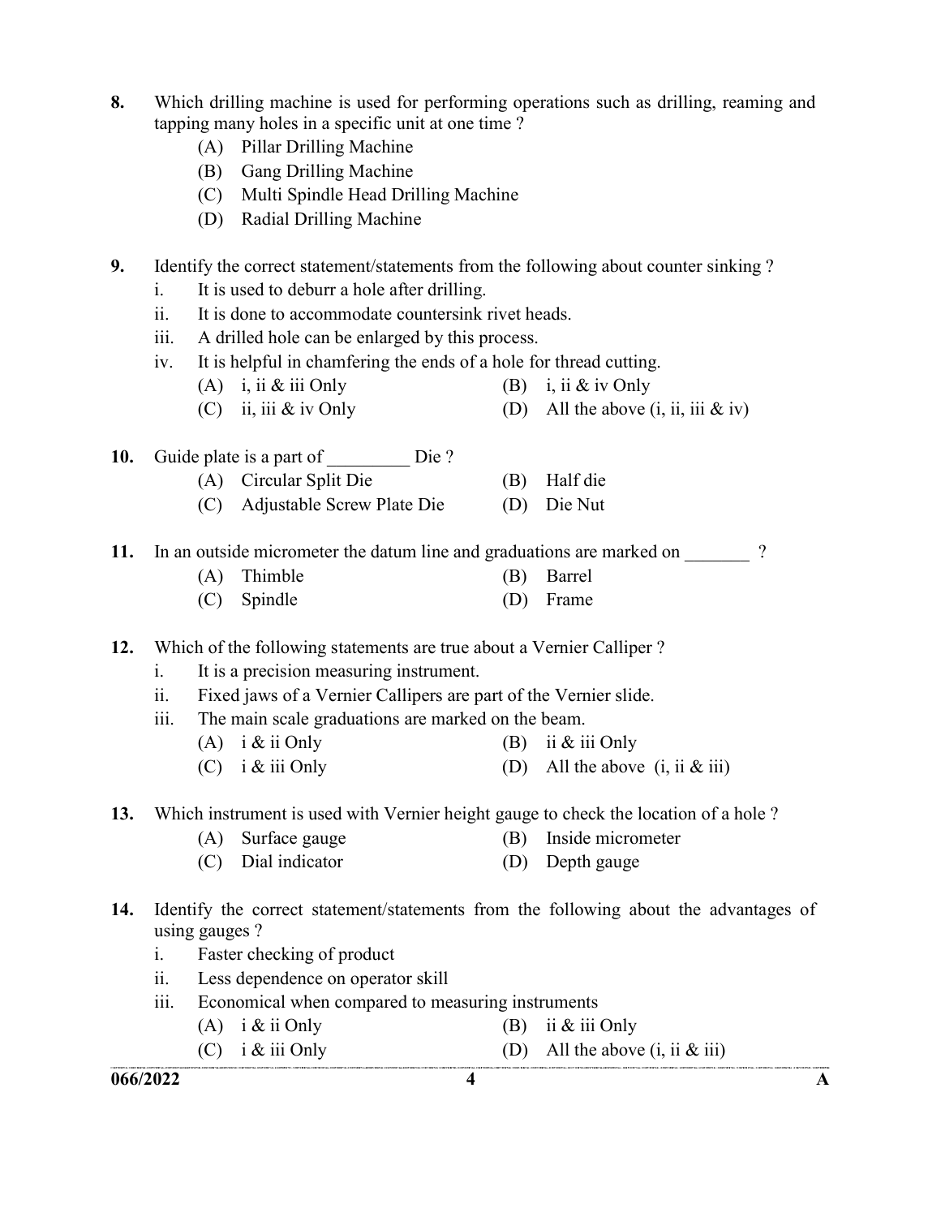8. Which drilling machine is used for performing operations such as drilling, reaming and tapping many holes in a specific unit at one time ?
   - (A) Pillar Drilling Machine
   - (B) Gang Drilling Machine
   - (C) Multi Spindle Head Drilling Machine
   - (D) Radial Drilling Machine

9. Identify the correct statement/statements from the following about counter sinking ?
   - i. It is used to deburr a hole after drilling.
   - ii. It is done to accommodate countersink rivet heads.
   - iii. A drilled hole can be enlarged by this process.
   - iv. It is helpful in chamfering the ends of a hole for thread cutting.

   (A) i, ii & iii Only (B) i, ii & iv Only
   (C) ii, iii & iv Only (D) All the above (i, ii, iii & iv)

10. Guide plate is a part of _________ Die ?

    (A) Circular Split Die (B) Half die
    (C) Adjustable Screw Plate Die (D) Die Nut

11. In an outside micrometer the datum line and graduations are marked on _______ ?

    (A) Thimble (B) Barrel
    (C) Spindle (D) Frame

12. Which of the following statements are true about a Vernier Calliper ?
    - i. It is a precision measuring instrument.
    - ii. Fixed jaws of a Vernier Callipers are part of the Vernier slide.
    - iii. The main scale graduations are marked on the beam.

    (A) i & ii Only (B) ii & iii Only
    (C) i & iii Only (D) All the above (i, ii & iii)

13. Which instrument is used with Vernier height gauge to check the location of a hole ?

    (A) Surface gauge (B) Inside micrometer
    (C) Dial indicator (D) Depth gauge

14. Identify the correct statement/statements from the following about the advantages of using gauges ?
    - i. Faster checking of product
    - ii. Less dependence on operator skill
    - iii. Economical when compared to measuring instruments

    (A) i & ii Only (B) ii & iii Only
    (C) i & iii Only (D) All the above (i, ii & iii)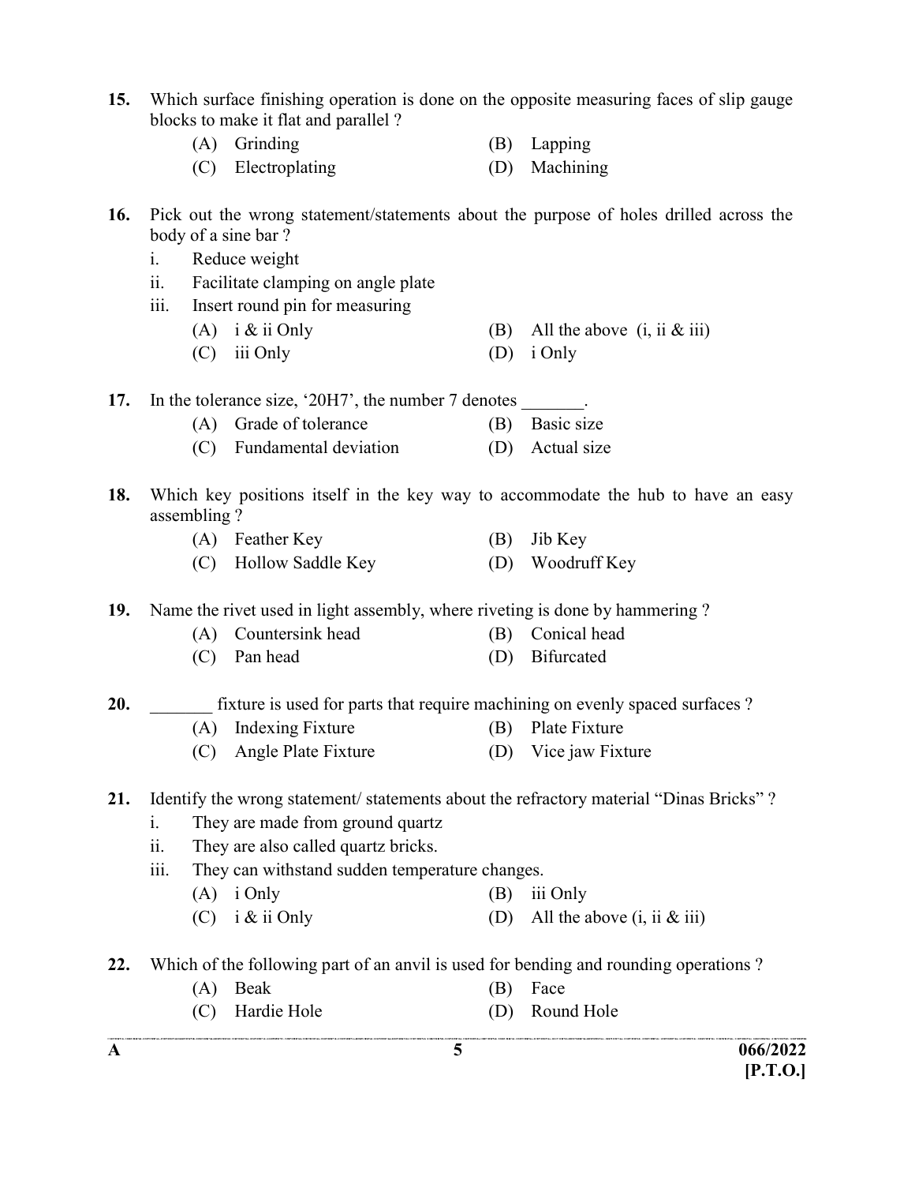15. Which surface finishing operation is done on the opposite measuring faces of slip gauge blocks to make it flat and parallel ?

    (A) Grinding
    (B) Lapping
    (C) Electroplating
    (D) Machining

16. Pick out the wrong statement/statements about the purpose of holes drilled across the body of a sine bar ?

    i. Reduce weight
    ii. Facilitate clamping on angle plate
    iii. Insert round pin for measuring

    (A) i & ii Only
    (B) All the above (i, ii & iii)
    (C) iii Only
    (D) i Only

17. In the tolerance size, '20H7', the number 7 denotes _______.

    (A) Grade of tolerance
    (B) Basic size
    (C) Fundamental deviation
    (D) Actual size

18. Which key positions itself in the key way to accommodate the hub to have an easy assembling ?

    (A) Feather Key
    (B) Jib Key
    (C) Hollow Saddle Key
    (D) Woodruff Key

19. Name the rivet used in light assembly, where riveting is done by hammering ?

    (A) Countersink head
    (B) Conical head
    (C) Pan head
    (D) Bifurcated

20. _______ fixture is used for parts that require machining on evenly spaced surfaces ?

    (A) Indexing Fixture
    (B) Plate Fixture
    (C) Angle Plate Fixture
    (D) Vice jaw Fixture

21. Identify the wrong statement/ statements about the refractory material "Dinas Bricks" ?

    i. They are made from ground quartz
    ii. They are also called quartz bricks.
    iii. They can withstand sudden temperature changes.

    (A) i Only
    (B) iii Only
    (C) i & ii Only
    (D) All the above (i, ii & iii)

22. Which of the following part of an anvil is used for bending and rounding operations ?

    (A) Beak
    (B) Face
    (C) Hardie Hole
    (D) Round Hole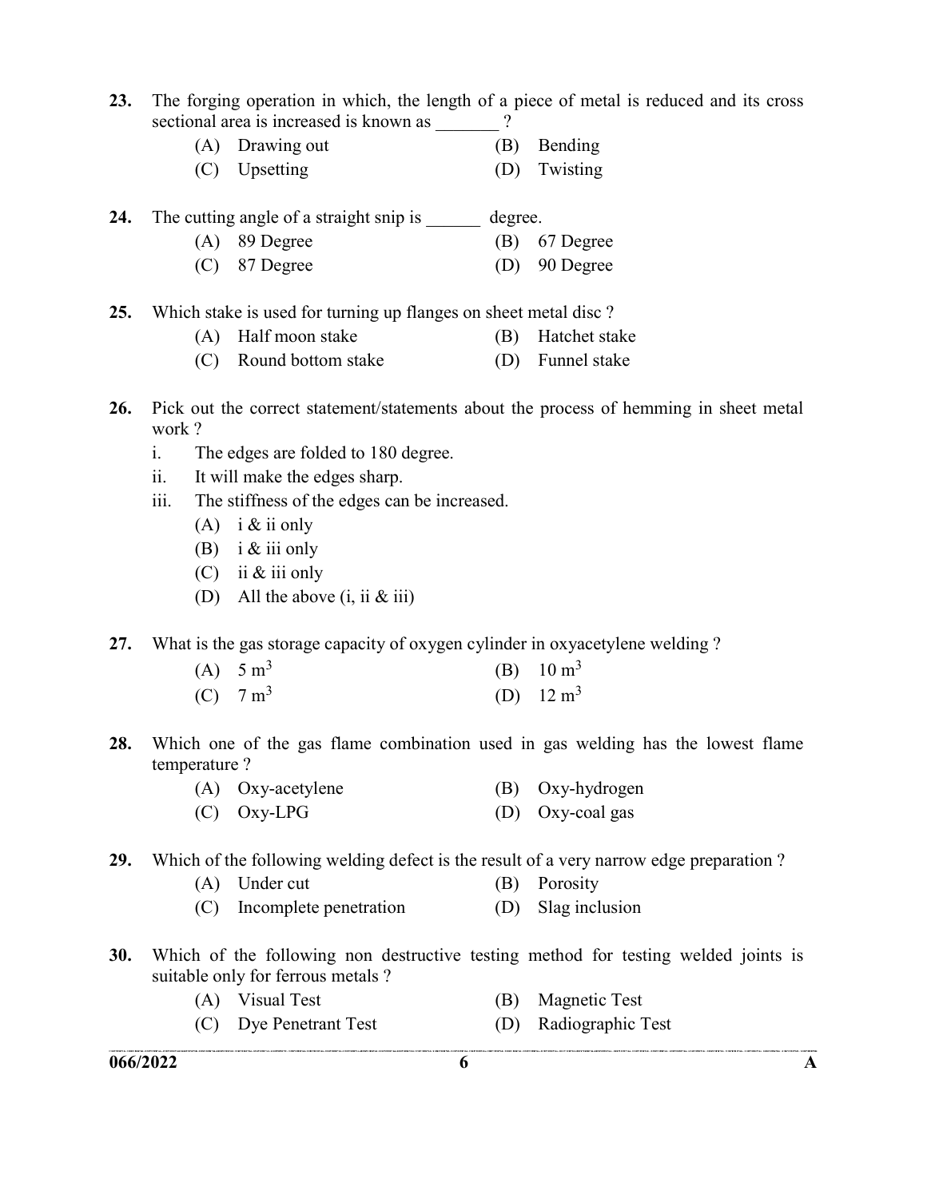23. The forging operation in which, the length of a piece of metal is reduced and its cross sectional area is increased is known as _______ ?

    (A) Drawing out
    (B) Bending
    (C) Upsetting
    (D) Twisting

24. The cutting angle of a straight snip is ______ degree.

    (A) 89 Degree
    (B) 67 Degree
    (C) 87 Degree
    (D) 90 Degree

25. Which stake is used for turning up flanges on sheet metal disc ?

    (A) Half moon stake
    (B) Hatchet stake
    (C) Round bottom stake
    (D) Funnel stake

26. Pick out the correct statement/statements about the process of hemming in sheet metal work ?

    i. The edges are folded to 180 degree.
    ii. It will make the edges sharp.
    iii. The stiffness of the edges can be increased.

    (A) i & ii only
    (B) i & iii only
    (C) ii & iii only
    (D) All the above (i, ii & iii)

27. What is the gas storage capacity of oxygen cylinder in oxyacetylene welding ?

    (A) 5 $m^3$
    (B) 10 $m^3$
    (C) 7 $m^3$
    (D) 12 $m^3$

28. Which one of the gas flame combination used in gas welding has the lowest flame temperature ?

    (A) Oxy-acetylene
    (B) Oxy-hydrogen
    (C) Oxy-LPG
    (D) Oxy-coal gas

29. Which of the following welding defect is the result of a very narrow edge preparation ?

    (A) Under cut
    (B) Porosity
    (C) Incomplete penetration
    (D) Slag inclusion

30. Which of the following non destructive testing method for testing welded joints is suitable only for ferrous metals ?

    (A) Visual Test
    (B) Magnetic Test
    (C) Dye Penetrant Test
    (D) Radiographic Test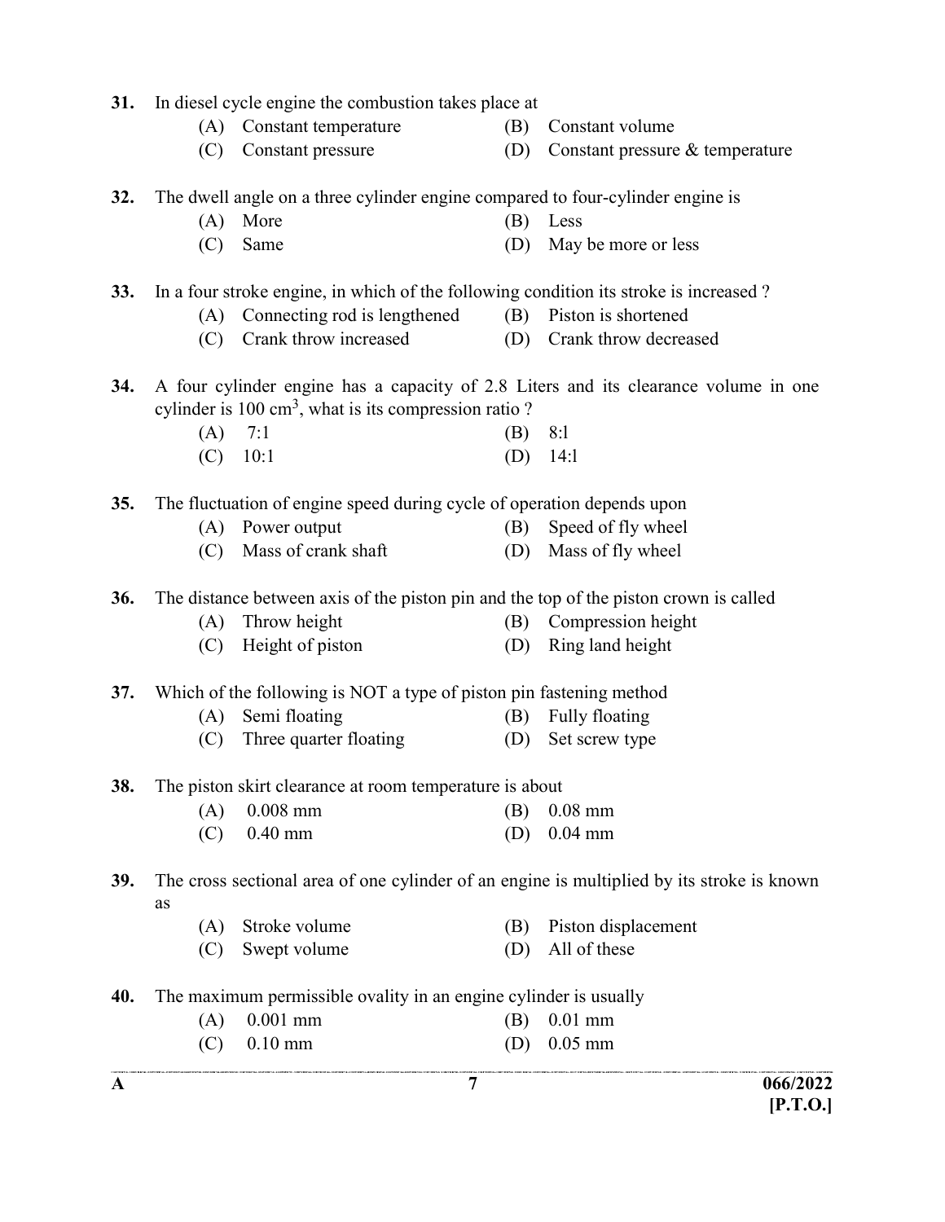31. In diesel cycle engine the combustion takes place at
    - (A) Constant temperature
    - (B) Constant volume
    - (C) Constant pressure
    - (D) Constant pressure & temperature

32. The dwell angle on a three cylinder engine compared to four-cylinder engine is
    - (A) More
    - (B) Less
    - (C) Same
    - (D) May be more or less

33. In a four stroke engine, in which of the following condition its stroke is increased ?
    - (A) Connecting rod is lengthened
    - (B) Piston is shortened
    - (C) Crank throw increased
    - (D) Crank throw decreased

34. A four cylinder engine has a capacity of 2.8 Liters and its clearance volume in one cylinder is 100 $cm^3$, what is its compression ratio ?
    - (A) 7:1
    - (B) 8:l
    - (C) 10:1
    - (D) 14:l

35. The fluctuation of engine speed during cycle of operation depends upon
    - (A) Power output
    - (B) Speed of fly wheel
    - (C) Mass of crank shaft
    - (D) Mass of fly wheel

36. The distance between axis of the piston pin and the top of the piston crown is called
    - (A) Throw height
    - (B) Compression height
    - (C) Height of piston
    - (D) Ring land height

37. Which of the following is NOT a type of piston pin fastening method
    - (A) Semi floating
    - (B) Fully floating
    - (C) Three quarter floating
    - (D) Set screw type

38. The piston skirt clearance at room temperature is about
    - (A) 0.008 mm
    - (B) 0.08 mm
    - (C) 0.40 mm
    - (D) 0.04 mm

39. The cross sectional area of one cylinder of an engine is multiplied by its stroke is known as
    - (A) Stroke volume
    - (B) Piston displacement
    - (C) Swept volume
    - (D) All of these

40. The maximum permissible ovality in an engine cylinder is usually
    - (A) 0.001 mm
    - (B) 0.01 mm
    - (C) 0.10 mm
    - (D) 0.05 mm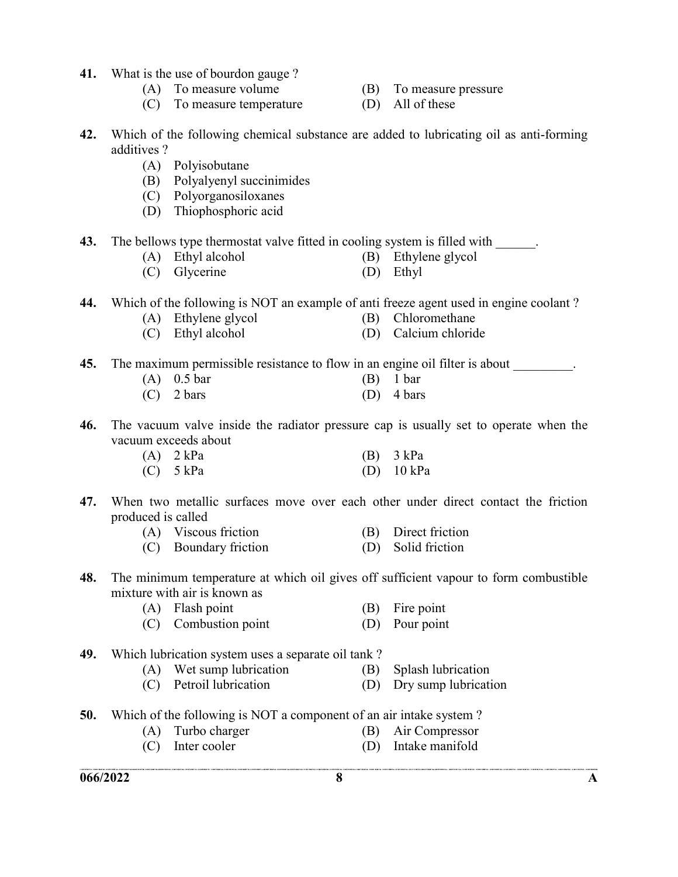41. What is the use of bourdon gauge ?
   (A) To measure volume
   (B) To measure pressure
   (C) To measure temperature
   (D) All of these

42. Which of the following chemical substance are added to lubricating oil as anti-forming additives ?
   (A) Polyisobutane
   (B) Polyalyenyl succinimides
   (C) Polyorganosiloxanes
   (D) Thiophosphoric acid

43. The bellows type thermostat valve fitted in cooling system is filled with ______.
   (A) Ethyl alcohol
   (B) Ethylene glycol
   (C) Glycerine
   (D) Ethyl

44. Which of the following is NOT an example of anti freeze agent used in engine coolant ?
   (A) Ethylene glycol
   (B) Chloromethane
   (C) Ethyl alcohol
   (D) Calcium chloride

45. The maximum permissible resistance to flow in an engine oil filter is about _________.
   (A) 0.5 bar
   (B) 1 bar
   (C) 2 bars
   (D) 4 bars

46. The vacuum valve inside the radiator pressure cap is usually set to operate when the vacuum exceeds about
   (A) 2 kPa
   (B) 3 kPa
   (C) 5 kPa
   (D) 10 kPa

47. When two metallic surfaces move over each other under direct contact the friction produced is called
   (A) Viscous friction
   (B) Direct friction
   (C) Boundary friction
   (D) Solid friction

48. The minimum temperature at which oil gives off sufficient vapour to form combustible mixture with air is known as
   (A) Flash point
   (B) Fire point
   (C) Combustion point
   (D) Pour point

49. Which lubrication system uses a separate oil tank ?
   (A) Wet sump lubrication
   (B) Splash lubrication
   (C) Petroil lubrication
   (D) Dry sump lubrication

50. Which of the following is NOT a component of an air intake system ?
   (A) Turbo charger
   (B) Air Compressor
   (C) Inter cooler
   (D) Intake manifold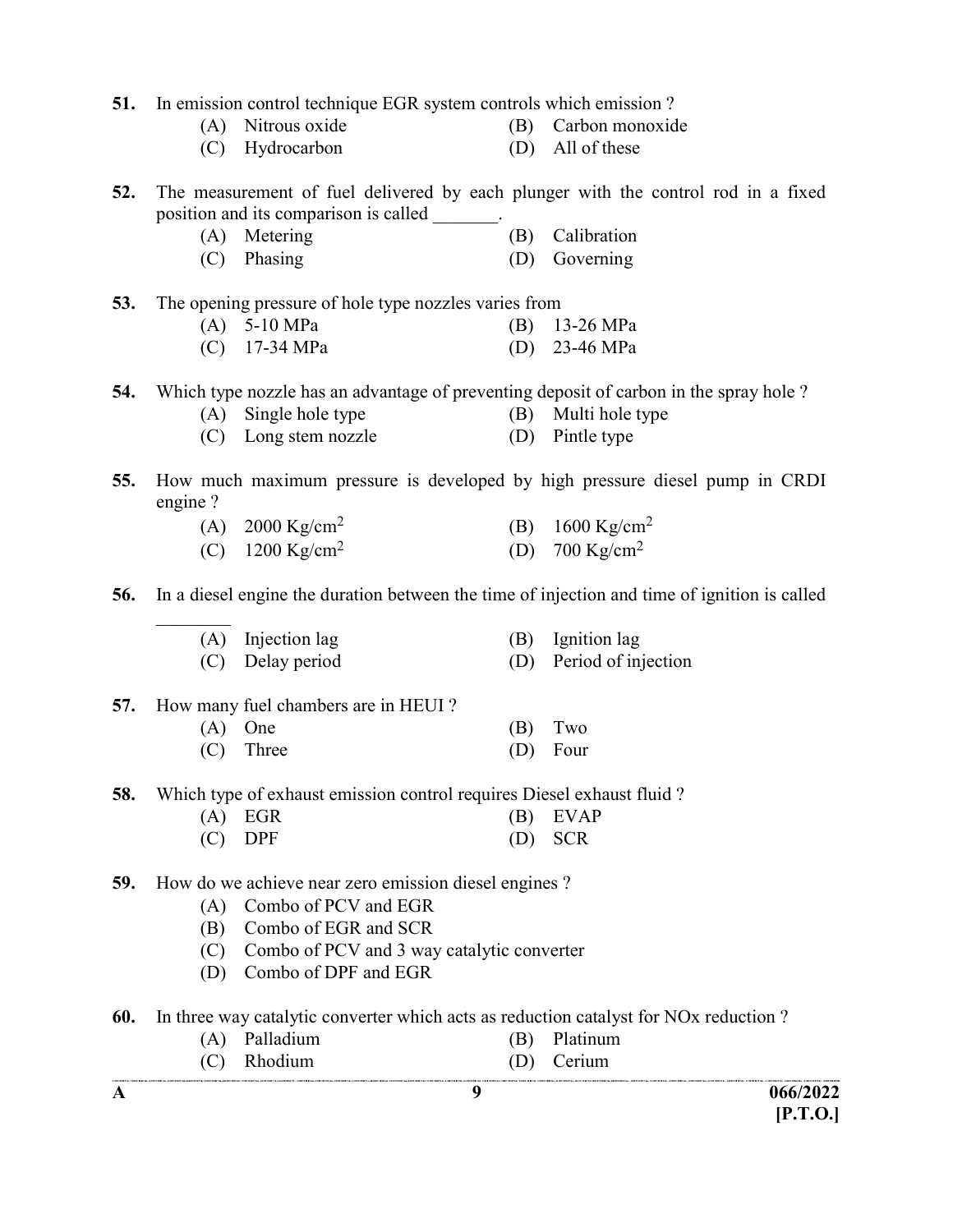**51.** In emission control technique EGR system controls which emission ?

(A) Nitrous oxide (B) Carbon monoxide
(C) Hydrocarbon (D) All of these

**52.** The measurement of fuel delivered by each plunger with the control rod in a fixed position and its comparison is called _______.

(A) Metering (B) Calibration
(C) Phasing (D) Governing

**53.** The opening pressure of hole type nozzles varies from

(A) 5-10 MPa (B) 13-26 MPa
(C) 17-34 MPa (D) 23-46 MPa

**54.** Which type nozzle has an advantage of preventing deposit of carbon in the spray hole ?

(A) Single hole type (B) Multi hole type
(C) Long stem nozzle (D) Pintle type

**55.** How much maximum pressure is developed by high pressure diesel pump in CRDI engine ?

(A) 2000 $Kg/cm^2$ (B) 1600 $Kg/cm^2$
(C) 1200 $Kg/cm^2$ (D) 700 $Kg/cm^2$

**56.** In a diesel engine the duration between the time of injection and time of ignition is called ________

(A) Injection lag (B) Ignition lag
(C) Delay period (D) Period of injection

**57.** How many fuel chambers are in HEUI ?

(A) One (B) Two
(C) Three (D) Four

**58.** Which type of exhaust emission control requires Diesel exhaust fluid ?

(A) EGR (B) EVAP
(C) DPF (D) SCR

**59.** How do we achieve near zero emission diesel engines ?

(A) Combo of PCV and EGR
(B) Combo of EGR and SCR
(C) Combo of PCV and 3 way catalytic converter
(D) Combo of DPF and EGR

**60.** In three way catalytic converter which acts as reduction catalyst for NOx reduction ?

(A) Palladium (B) Platinum
(C) Rhodium (D) Cerium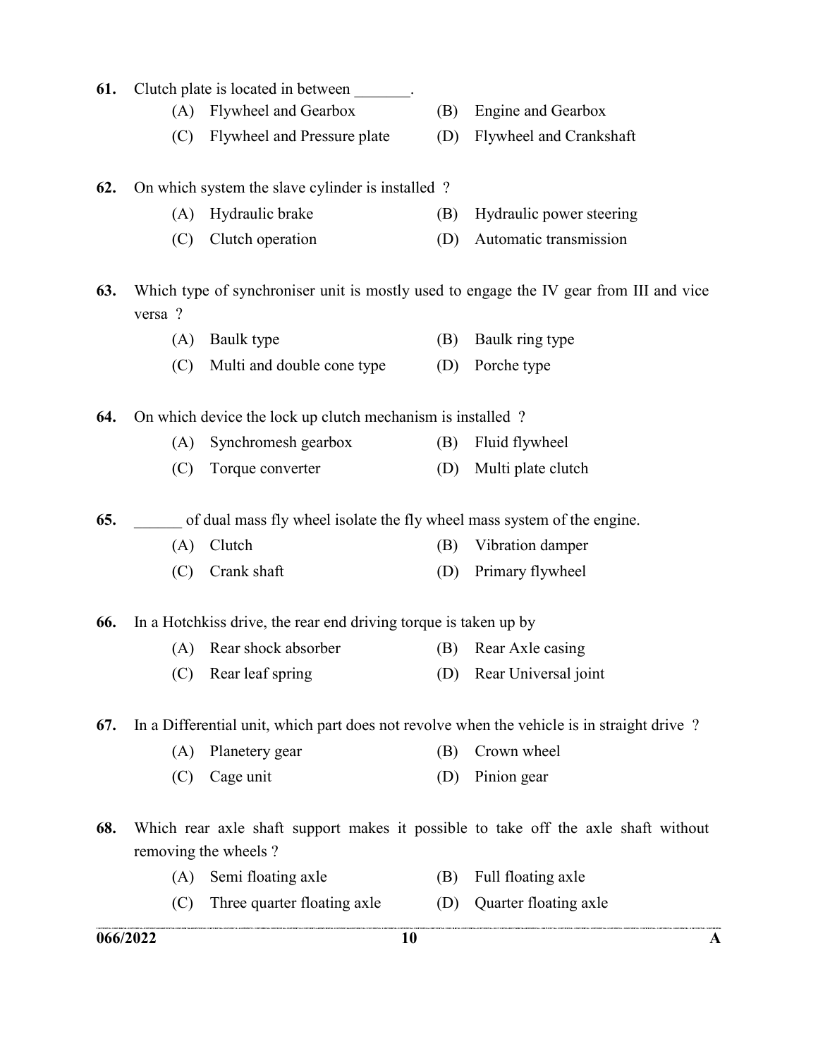61. Clutch plate is located in between _______.

(A) Flywheel and Gearbox
(B) Engine and Gearbox
(C) Flywheel and Pressure plate
(D) Flywheel and Crankshaft

62. On which system the slave cylinder is installed ?

(A) Hydraulic brake
(B) Hydraulic power steering
(C) Clutch operation
(D) Automatic transmission

63. Which type of synchroniser unit is mostly used to engage the IV gear from III and vice versa ?

(A) Baulk type
(B) Baulk ring type
(C) Multi and double cone type
(D) Porche type

64. On which device the lock up clutch mechanism is installed ?

(A) Synchromesh gearbox
(B) Fluid flywheel
(C) Torque converter
(D) Multi plate clutch

65. ______ of dual mass fly wheel isolate the fly wheel mass system of the engine.

(A) Clutch
(B) Vibration damper
(C) Crank shaft
(D) Primary flywheel

66. In a Hotchkiss drive, the rear end driving torque is taken up by

(A) Rear shock absorber
(B) Rear Axle casing
(C) Rear leaf spring
(D) Rear Universal joint

67. In a Differential unit, which part does not revolve when the vehicle is in straight drive ?

(A) Planetery gear
(B) Crown wheel
(C) Cage unit
(D) Pinion gear

68. Which rear axle shaft support makes it possible to take off the axle shaft without removing the wheels ?

(A) Semi floating axle
(B) Full floating axle
(C) Three quarter floating axle
(D) Quarter floating axle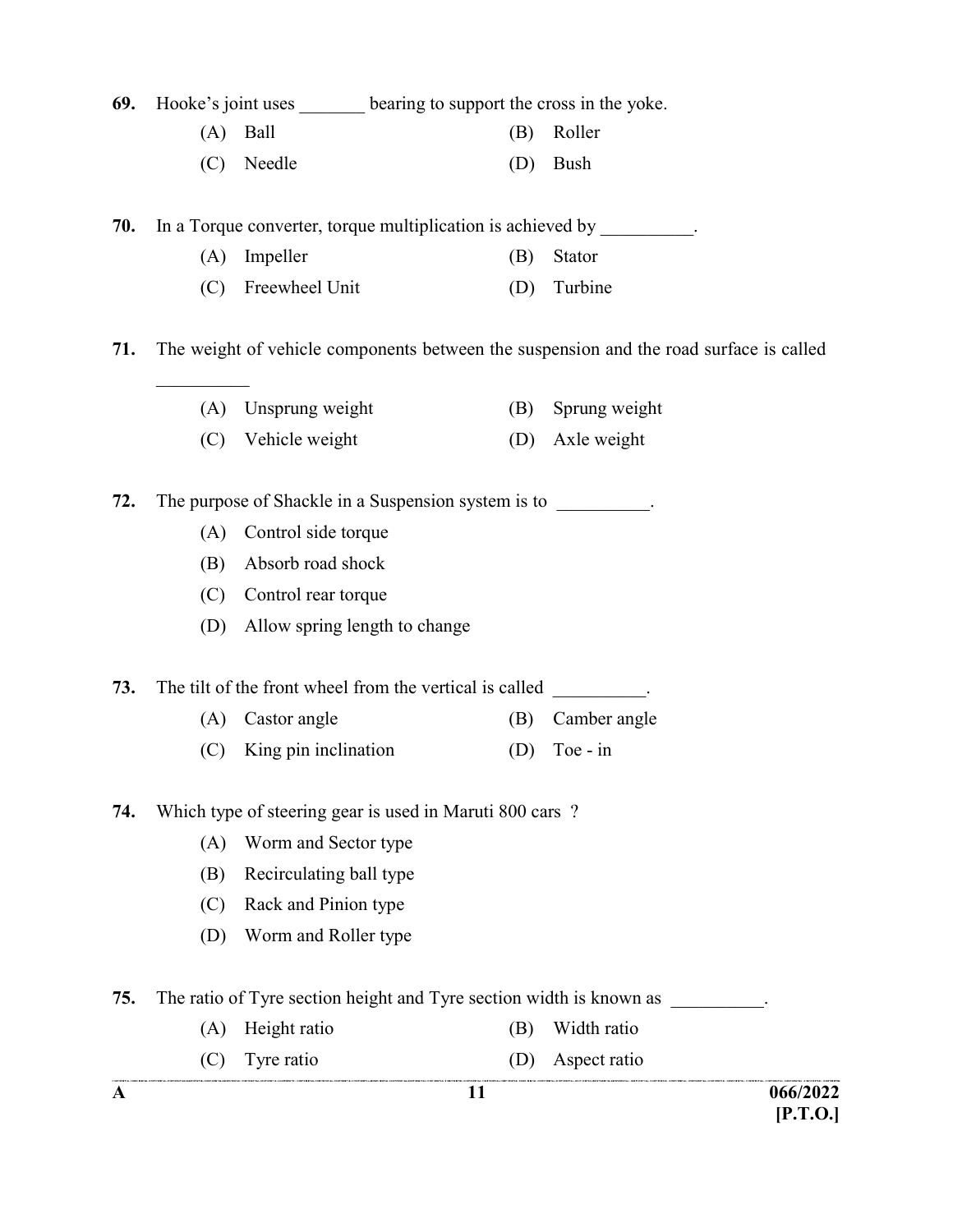69. Hooke's joint uses _______ bearing to support the cross in the yoke.

(A) Ball
(B) Roller
(C) Needle
(D) Bush

70. In a Torque converter, torque multiplication is achieved by __________.

(A) Impeller
(B) Stator
(C) Freewheel Unit
(D) Turbine

71. The weight of vehicle components between the suspension and the road surface is called __________

(A) Unsprung weight
(B) Sprung weight
(C) Vehicle weight
(D) Axle weight

72. The purpose of Shackle in a Suspension system is to __________.

(A) Control side torque
(B) Absorb road shock
(C) Control rear torque
(D) Allow spring length to change

73. The tilt of the front wheel from the vertical is called __________.

(A) Castor angle
(B) Camber angle
(C) King pin inclination
(D) Toe - in

74. Which type of steering gear is used in Maruti 800 cars ?

(A) Worm and Sector type
(B) Recirculating ball type
(C) Rack and Pinion type
(D) Worm and Roller type

75. The ratio of Tyre section height and Tyre section width is known as __________.

(A) Height ratio
(B) Width ratio
(C) Tyre ratio
(D) Aspect ratio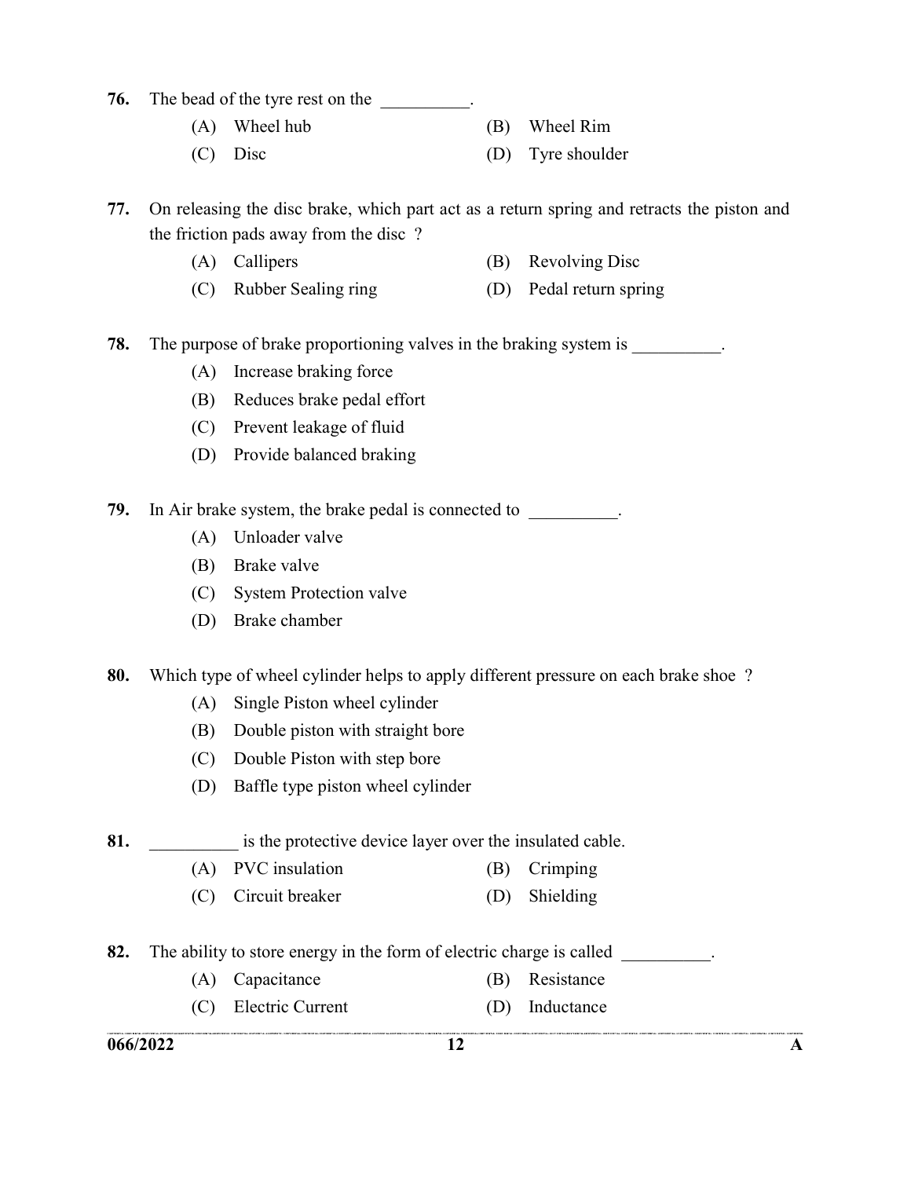76. The bead of the tyre rest on the __________.

(A) Wheel hub
(B) Wheel Rim
(C) Disc
(D) Tyre shoulder

77. On releasing the disc brake, which part act as a return spring and retracts the piston and the friction pads away from the disc ?

(A) Callipers
(B) Revolving Disc
(C) Rubber Sealing ring
(D) Pedal return spring

78. The purpose of brake proportioning valves in the braking system is __________.

(A) Increase braking force
(B) Reduces brake pedal effort
(C) Prevent leakage of fluid
(D) Provide balanced braking

79. In Air brake system, the brake pedal is connected to __________.

(A) Unloader valve
(B) Brake valve
(C) System Protection valve
(D) Brake chamber

80. Which type of wheel cylinder helps to apply different pressure on each brake shoe ?

(A) Single Piston wheel cylinder
(B) Double piston with straight bore
(C) Double Piston with step bore
(D) Baffle type piston wheel cylinder

81. __________ is the protective device layer over the insulated cable.

(A) PVC insulation
(B) Crimping
(C) Circuit breaker
(D) Shielding

82. The ability to store energy in the form of electric charge is called __________.

(A) Capacitance
(B) Resistance
(C) Electric Current
(D) Inductance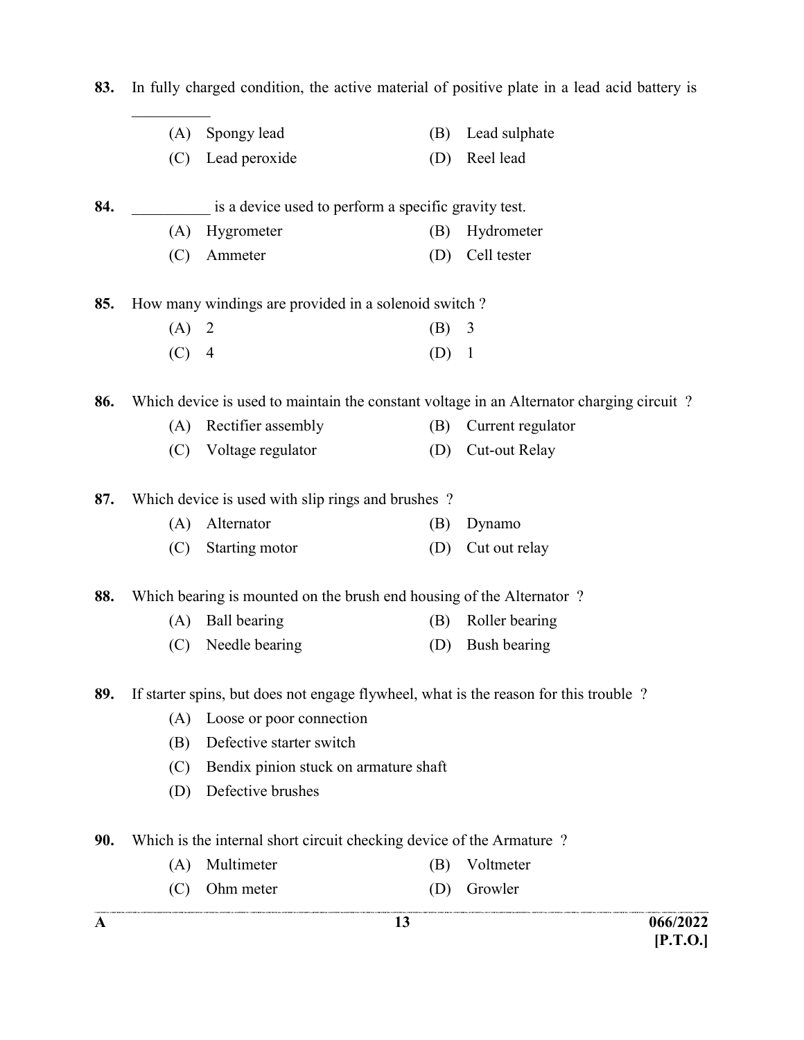83. In fully charged condition, the active material of positive plate in a lead acid battery is __________

(A) Spongy lead (B) Lead sulphate

(C) Lead peroxide (D) Reel lead

84. __________ is a device used to perform a specific gravity test.

(A) Hygrometer (B) Hydrometer

(C) Ammeter (D) Cell tester

85. How many windings are provided in a solenoid switch ?

(A) 2 (B) 3

(C) 4 (D) 1

86. Which device is used to maintain the constant voltage in an Alternator charging circuit ?

(A) Rectifier assembly (B) Current regulator

(C) Voltage regulator (D) Cut-out Relay

87. Which device is used with slip rings and brushes ?

(A) Alternator (B) Dynamo

(C) Starting motor (D) Cut out relay

88. Which bearing is mounted on the brush end housing of the Alternator ?

(A) Ball bearing (B) Roller bearing

(C) Needle bearing (D) Bush bearing

89. If starter spins, but does not engage flywheel, what is the reason for this trouble ?

(A) Loose or poor connection

(B) Defective starter switch

(C) Bendix pinion stuck on armature shaft

(D) Defective brushes

90. Which is the internal short circuit checking device of the Armature ?

(A) Multimeter (B) Voltmeter

(C) Ohm meter (D) Growler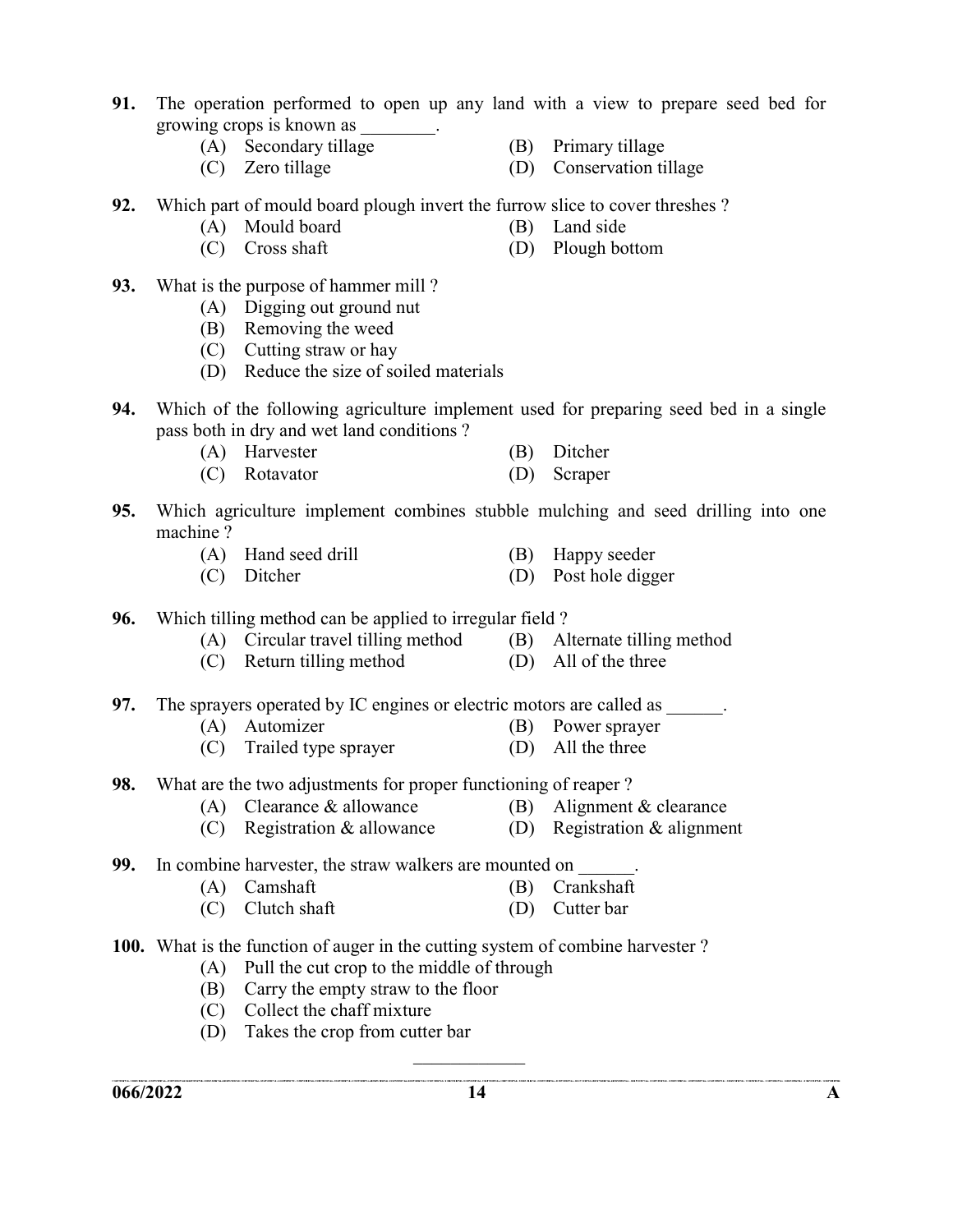91. The operation performed to open up any land with a view to prepare seed bed for growing crops is known as ________.

   (A) Secondary tillage
   (B) Primary tillage
   (C) Zero tillage
   (D) Conservation tillage

92. Which part of mould board plough invert the furrow slice to cover threshes ?

   (A) Mould board
   (B) Land side
   (C) Cross shaft
   (D) Plough bottom

93. What is the purpose of hammer mill ?

   (A) Digging out ground nut
   (B) Removing the weed
   (C) Cutting straw or hay
   (D) Reduce the size of soiled materials

94. Which of the following agriculture implement used for preparing seed bed in a single pass both in dry and wet land conditions ?

   (A) Harvester
   (B) Ditcher
   (C) Rotavator
   (D) Scraper

95. Which agriculture implement combines stubble mulching and seed drilling into one machine ?

   (A) Hand seed drill
   (B) Happy seeder
   (C) Ditcher
   (D) Post hole digger

96. Which tilling method can be applied to irregular field ?

   (A) Circular travel tilling method
   (B) Alternate tilling method
   (C) Return tilling method
   (D) All of the three

97. The sprayers operated by IC engines or electric motors are called as ______.

   (A) Automizer
   (B) Power sprayer
   (C) Trailed type sprayer
   (D) All the three

98. What are the two adjustments for proper functioning of reaper ?

   (A) Clearance & allowance
   (B) Alignment & clearance
   (C) Registration & allowance
   (D) Registration & alignment

99. In combine harvester, the straw walkers are mounted on ______.

   (A) Camshaft
   (B) Crankshaft
   (C) Clutch shaft
   (D) Cutter bar

100. What is the function of auger in the cutting system of combine harvester ?

   (A) Pull the cut crop to the middle of through
   (B) Carry the empty straw to the floor
   (C) Collect the chaff mixture
   (D) Takes the crop from cutter bar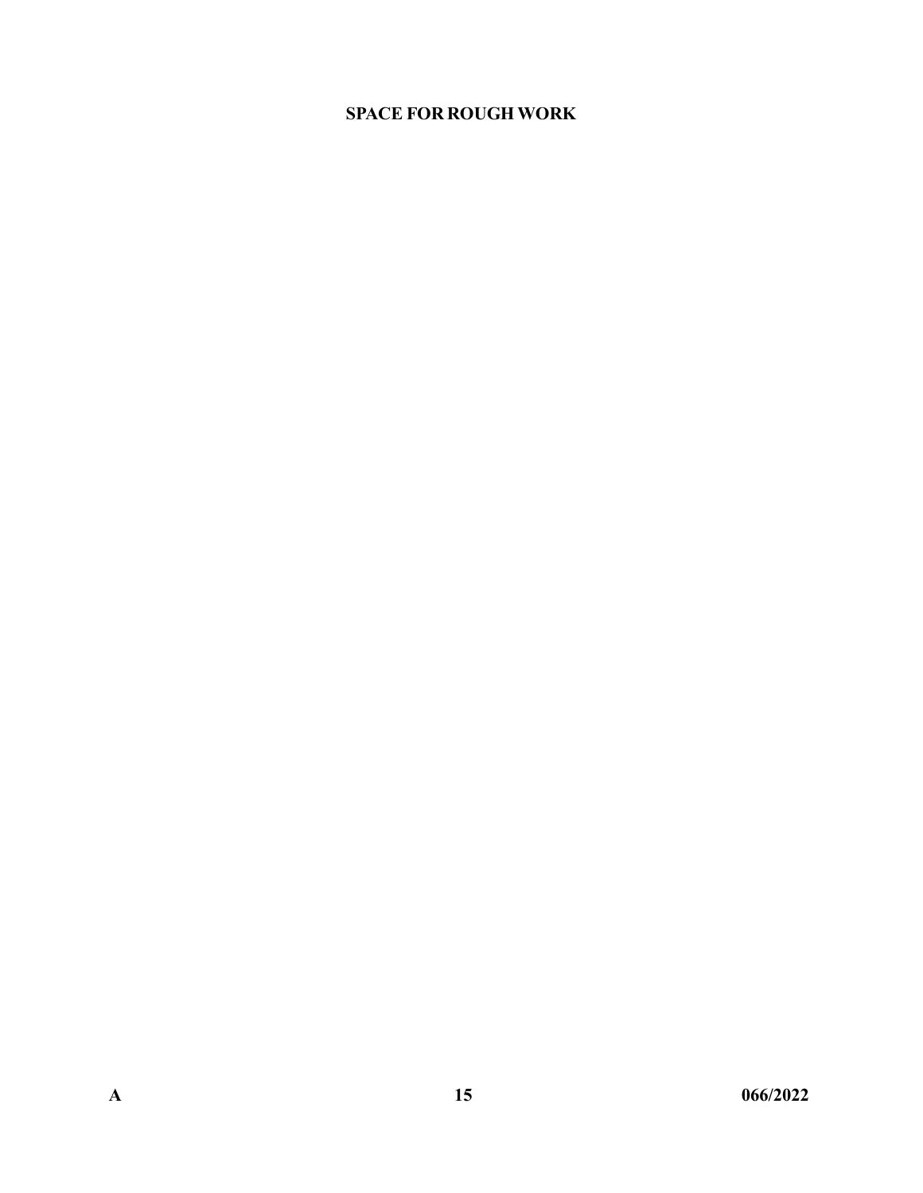**SPACE FOR ROUGH WORK**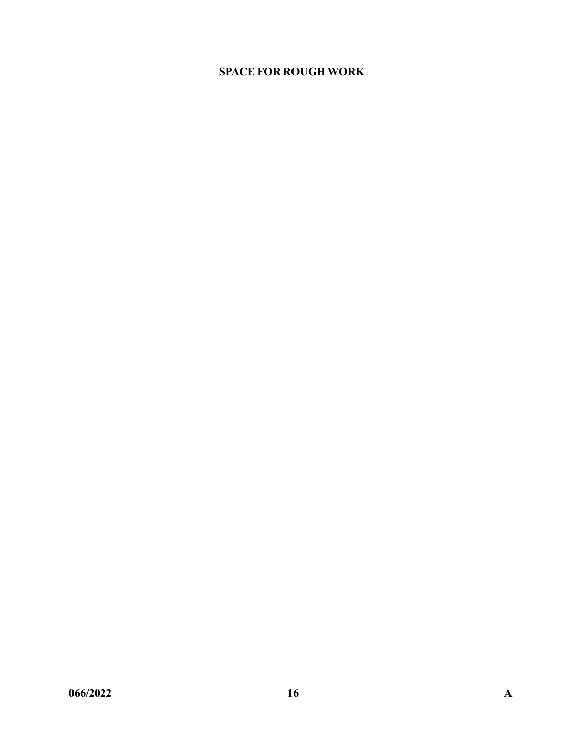**SPACE FOR ROUGH WORK**